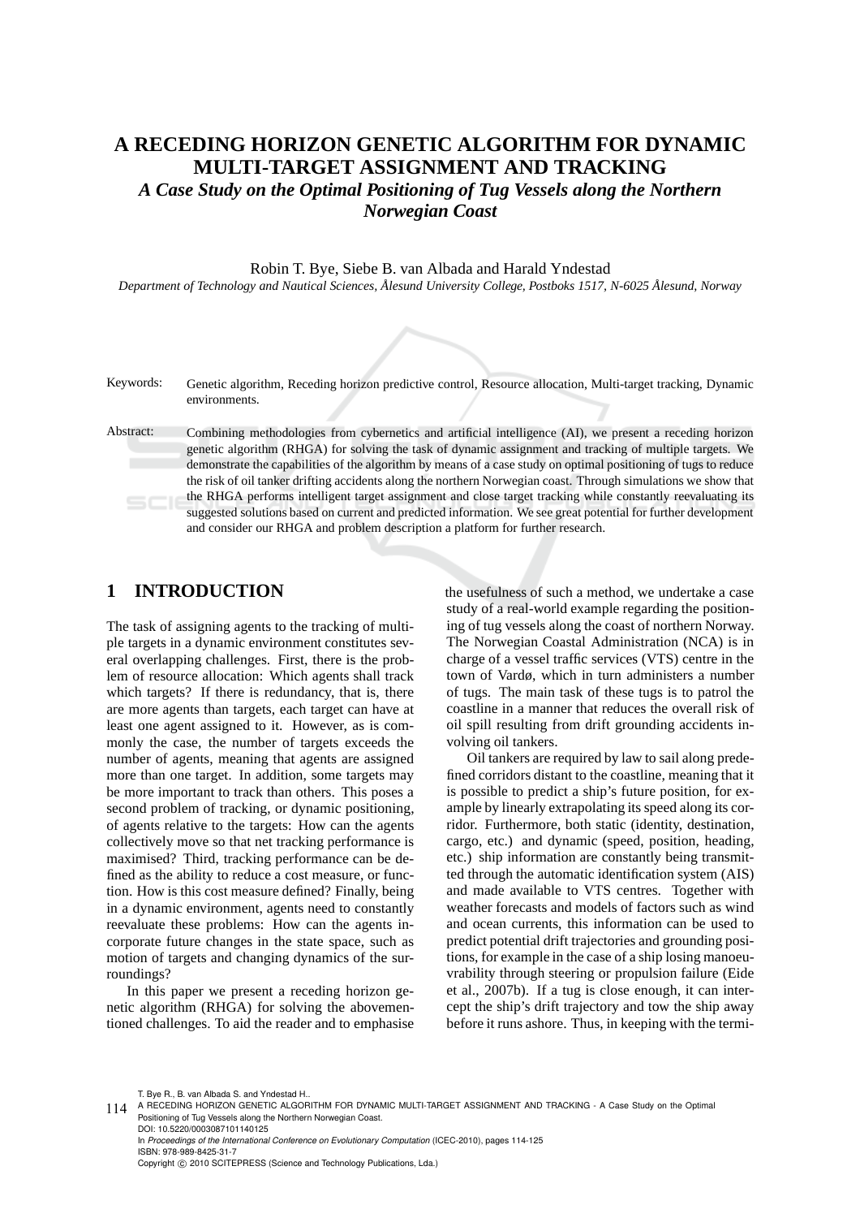# A RECEDING HORIZON GENETIC ALGORITHM FOR DYNAMIC MULTI-TARGET ASSIGNMENT AND TRACKING

### *A Case Study on the Optimal Positioning of Tug Vessels along the Northern Norwegian Coast*

Robin T. Bye, Siebe B. van Albada and Harald Yndestad

*Department of Technology and Nautical Sciences, Ålesund University College, Postboks 1517, N-6025 Ålesund, Norway*

Keywords: Genetic algorithm, Receding horizon predictive control, Resource allocation, Multi-target tracking, Dynamic environments.

Abstract: Combining methodologies from cybernetics and artificial intelligence (AI), we present a receding horizon genetic algorithm (RHGA) for solving the task of dynamic assignment and tracking of multiple targets. We demonstrate the capabilities of the algorithm by means of a case study on optimal positioning of tugs to reduce the risk of oil tanker drifting accidents along the northern Norwegian coast. Through simulations we show that the RHGA performs intelligent target assignment and close target tracking while constantly reevaluating its suggested solutions based on current and predicted information. We see great potential for further development and consider our RHGA and problem description a platform for further research.

## 1 INTRODUCTION

The task of assigning agents to the tracking of multiple targets in a dynamic environment constitutes several overlapping challenges. First, there is the problem of resource allocation: Which agents shall track which targets? If there is redundancy, that is, there are more agents than targets, each target can have at least one agent assigned to it. However, as is commonly the case, the number of targets exceeds the number of agents, meaning that agents are assigned more than one target. In addition, some targets may be more important to track than others. This poses a second problem of tracking, or dynamic positioning, of agents relative to the targets: How can the agents collectively move so that net tracking performance is maximised? Third, tracking performance can be defined as the ability to reduce a cost measure, or function. How is this cost measure defined? Finally, being in a dynamic environment, agents need to constantly reevaluate these problems: How can the agents incorporate future changes in the state space, such as motion of targets and changing dynamics of the surroundings?

In this paper we present a receding horizon genetic algorithm (RHGA) for solving the abovementioned challenges. To aid the reader and to emphasise the usefulness of such a method, we undertake a case study of a real-world example regarding the positioning of tug vessels along the coast of northern Norway. The Norwegian Coastal Administration (NCA) is in charge of a vessel traffic services (VTS) centre in the town of Vardø, which in turn administers a number of tugs. The main task of these tugs is to patrol the coastline in a manner that reduces the overall risk of oil spill resulting from drift grounding accidents involving oil tankers.

Oil tankers are required by law to sail along predefined corridors distant to the coastline, meaning that it is possible to predict a ship's future position, for example by linearly extrapolating its speed along its corridor. Furthermore, both static (identity, destination, cargo, etc.) and dynamic (speed, position, heading, etc.) ship information are constantly being transmitted through the automatic identification system (AIS) and made available to VTS centres. Together with weather forecasts and models of factors such as wind and ocean currents, this information can be used to predict potential drift trajectories and grounding positions, for example in the case of a ship losing manoeuvrability through steering or propulsion failure (Eide et al., 2007b). If a tug is close enough, it can intercept the ship's drift trajectory and tow the ship away before it runs ashore. Thus, in keeping with the termi-

T. Bye R., B. van Albada S. and Yndestad H..
A RECEDING HORIZON GENETIC ALGORITHM FOR DYNAMIC MULTI-TARGET ASSIGNMENT AND TRACKING - A Case Study on the Optimal Positioning of Tug Vessels along the Northern Norwegian Coast.
DOI: 10.5220/0003087101140125
In *Proceedings of the International Conference on Evolutionary Computation* (ICEC-2010), pages 114-125
ISBN: 978-989-8425-31-7
Copyright © 2010 SCITEPRESS (Science and Technology Publications, Lda.)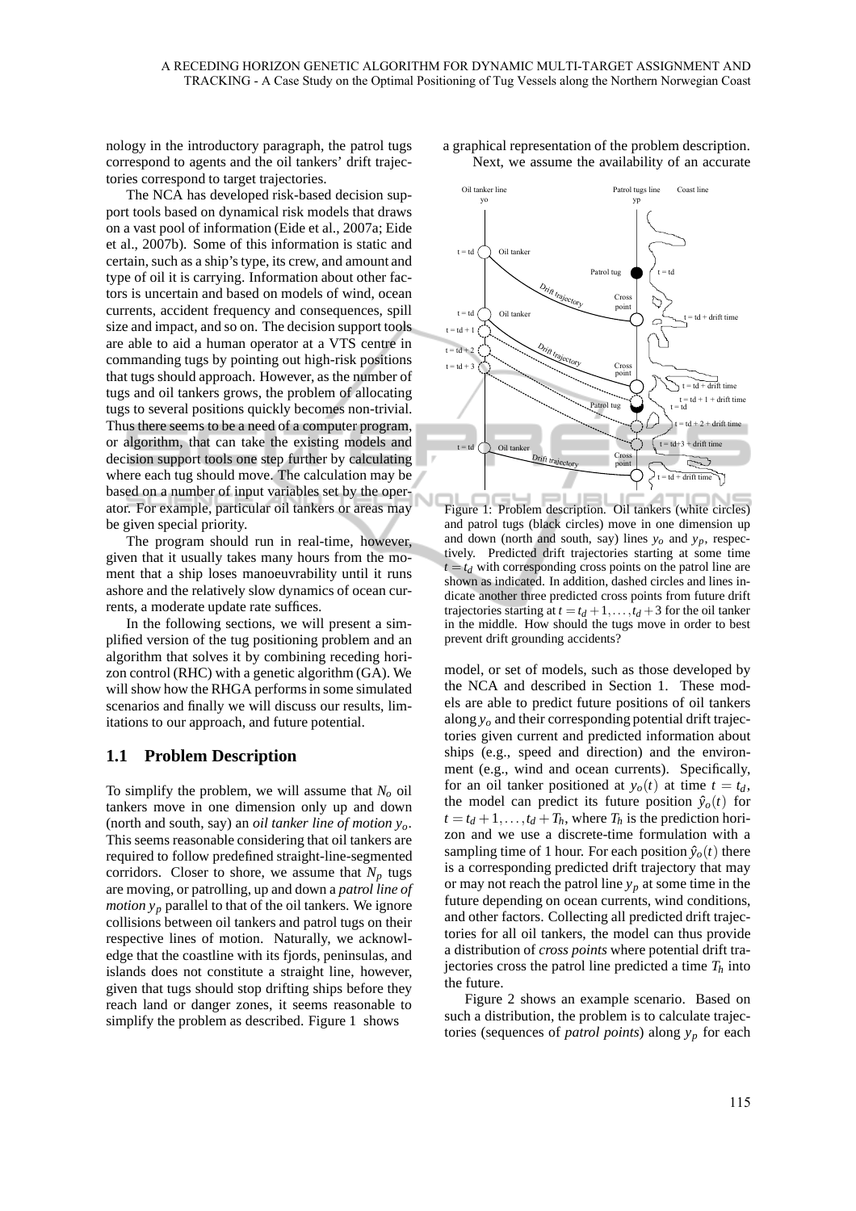nology in the introductory paragraph, the patrol tugs correspond to agents and the oil tankers' drift trajectories correspond to target trajectories.

The NCA has developed risk-based decision support tools based on dynamical risk models that draws on a vast pool of information (Eide et al., 2007a; Eide et al., 2007b). Some of this information is static and certain, such as a ship's type, its crew, and amount and type of oil it is carrying. Information about other factors is uncertain and based on models of wind, ocean currents, accident frequency and consequences, spill size and impact, and so on. The decision support tools are able to aid a human operator at a VTS centre in commanding tugs by pointing out high-risk positions that tugs should approach. However, as the number of tugs and oil tankers grows, the problem of allocating tugs to several positions quickly becomes non-trivial. Thus there seems to be a need of a computer program, or algorithm, that can take the existing models and decision support tools one step further by calculating where each tug should move. The calculation may be based on a number of input variables set by the operator. For example, particular oil tankers or areas may be given special priority.

The program should run in real-time, however, given that it usually takes many hours from the moment that a ship loses manoeuvrability until it runs ashore and the relatively slow dynamics of ocean currents, a moderate update rate suffices.

In the following sections, we will present a simplified version of the tug positioning problem and an algorithm that solves it by combining receding horizon control (RHC) with a genetic algorithm (GA). We will show how the RHGA performs in some simulated scenarios and finally we will discuss our results, limitations to our approach, and future potential.

## 1.1 Problem Description

To simplify the problem, we will assume that $N_o$ oil tankers move in one dimension only up and down (north and south, say) an *oil tanker line of motion* $y_o$. This seems reasonable considering that oil tankers are required to follow predefined straight-line-segmented corridors. Closer to shore, we assume that $N_p$ tugs are moving, or patrolling, up and down a *patrol line of motion* $y_p$ parallel to that of the oil tankers. We ignore collisions between oil tankers and patrol tugs on their respective lines of motion. Naturally, we acknowledge that the coastline with its fjords, peninsulas, and islands does not constitute a straight line, however, given that tugs should stop drifting ships before they reach land or danger zones, it seems reasonable to simplify the problem as described. Figure 1 shows a graphical representation of the problem description.

Figure 1: Problem description. Oil tankers (white circles) and patrol tugs (black circles) move in one dimension up and down (north and south, say) lines $y_o$ and $y_p$, respectively. Predicted drift trajectories starting at some time $t = t_d$ with corresponding cross points on the patrol line are shown as indicated. In addition, dashed circles and lines indicate another three predicted cross points from future drift trajectories starting at $t = t_d + 1, \ldots, t_d + 3$ for the oil tanker in the middle. How should the tugs move in order to best prevent drift grounding accidents?

Next, we assume the availability of an accurate model, or set of models, such as those developed by the NCA and described in Section 1. These models are able to predict future positions of oil tankers along $y_o$ and their corresponding potential drift trajectories given current and predicted information about ships (e.g., speed and direction) and the environment (e.g., wind and ocean currents). Specifically, for an oil tanker positioned at $y_o(t)$ at time $t = t_d$, the model can predict its future position $\hat{y}_o(t)$ for $t = t_d + 1, \ldots, t_d + T_h$, where $T_h$ is the prediction horizon and we use a discrete-time formulation with a sampling time of 1 hour. For each position $\hat{y}_o(t)$ there is a corresponding predicted drift trajectory that may or may not reach the patrol line $y_p$ at some time in the future depending on ocean currents, wind conditions, and other factors. Collecting all predicted drift trajectories for all oil tankers, the model can thus provide a distribution of *cross points* where potential drift trajectories cross the patrol line predicted a time $T_h$ into the future.

Figure 2 shows an example scenario. Based on such a distribution, the problem is to calculate trajectories (sequences of *patrol points*) along $y_p$ for each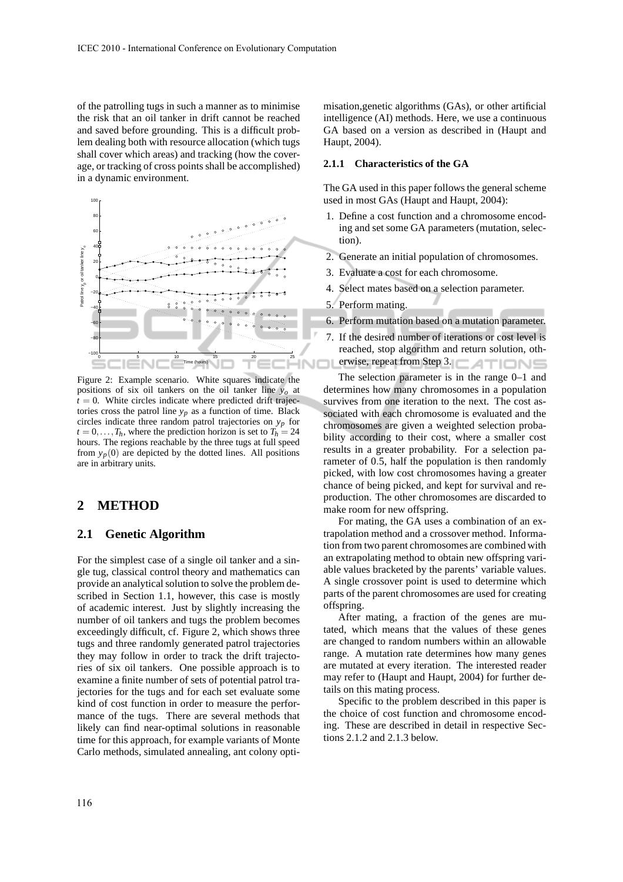of the patrolling tugs in such a manner as to minimise the risk that an oil tanker in drift cannot be reached and saved before grounding. This is a difficult problem dealing both with resource allocation (which tugs shall cover which areas) and tracking (how the coverage, or tracking of cross points shall be accomplished) in a dynamic environment.

Figure 2: Example scenario. White squares indicate the positions of six oil tankers on the oil tanker line $y_o$ at $t = 0$. White circles indicate where predicted drift trajectories cross the patrol line $y_p$ as a function of time. Black circles indicate three random patrol trajectories on $y_p$ for $t = 0, \ldots, T_h$, where the prediction horizon is set to $T_h = 24$ hours. The regions reachable by the three tugs at full speed from $y_p(0)$ are depicted by the dotted lines. All positions are in arbitrary units.

## 2 METHOD

### 2.1 Genetic Algorithm

For the simplest case of a single oil tanker and a single tug, classical control theory and mathematics can provide an analytical solution to solve the problem described in Section 1.1, however, this case is mostly of academic interest. Just by slightly increasing the number of oil tankers and tugs the problem becomes exceedingly difficult, cf. Figure 2, which shows three tugs and three randomly generated patrol trajectories they may follow in order to track the drift trajectories of six oil tankers. One possible approach is to examine a finite number of sets of potential patrol trajectories for the tugs and for each set evaluate some kind of cost function in order to measure the performance of the tugs. There are several methods that likely can find near-optimal solutions in reasonable time for this approach, for example variants of Monte Carlo methods, simulated annealing, ant colony optimisation,genetic algorithms (GAs), or other artificial intelligence (AI) methods. Here, we use a continuous GA based on a version as described in (Haupt and Haupt, 2004).

#### 2.1.1 Characteristics of the GA

The GA used in this paper follows the general scheme used in most GAs (Haupt and Haupt, 2004):

1. Define a cost function and a chromosome encoding and set some GA parameters (mutation, selection).
2. Generate an initial population of chromosomes.
3. Evaluate a cost for each chromosome.
4. Select mates based on a selection parameter.
5. Perform mating.
6. Perform mutation based on a mutation parameter.
7. If the desired number of iterations or cost level is reached, stop algorithm and return solution, otherwise, repeat from Step 3.

The selection parameter is in the range 0–1 and determines how many chromosomes in a population survives from one iteration to the next. The cost associated with each chromosome is evaluated and the chromosomes are given a weighted selection probability according to their cost, where a smaller cost results in a greater probability. For a selection parameter of 0.5, half the population is then randomly picked, with low cost chromosomes having a greater chance of being picked, and kept for survival and reproduction. The other chromosomes are discarded to make room for new offspring.

For mating, the GA uses a combination of an extrapolation method and a crossover method. Information from two parent chromosomes are combined with an extrapolating method to obtain new offspring variable values bracketed by the parents' variable values. A single crossover point is used to determine which parts of the parent chromosomes are used for creating offspring.

After mating, a fraction of the genes are mutated, which means that the values of these genes are changed to random numbers within an allowable range. A mutation rate determines how many genes are mutated at every iteration. The interested reader may refer to (Haupt and Haupt, 2004) for further details on this mating process.

Specific to the problem described in this paper is the choice of cost function and chromosome encoding. These are described in detail in respective Sections 2.1.2 and 2.1.3 below.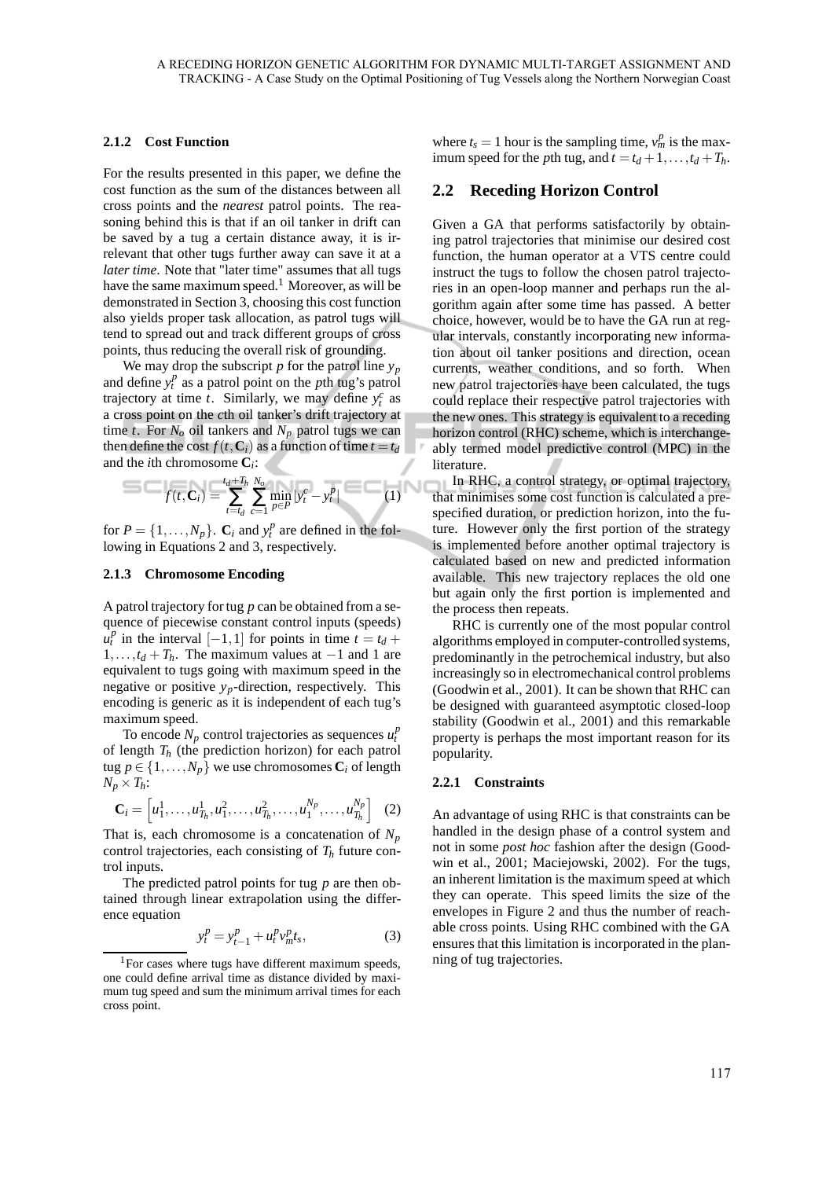#### 2.1.2 Cost Function

For the results presented in this paper, we define the cost function as the sum of the distances between all cross points and the *nearest* patrol points. The reasoning behind this is that if an oil tanker in drift can be saved by a tug a certain distance away, it is irrelevant that other tugs further away can save it at a *later time*. Note that "later time" assumes that all tugs have the same maximum speed.[1] Moreover, as will be demonstrated in Section 3, choosing this cost function also yields proper task allocation, as patrol tugs will tend to spread out and track different groups of cross points, thus reducing the overall risk of grounding.

We may drop the subscript $p$ for the patrol line $y_p$ and define $y_t^p$ as a patrol point on the $p$th tug's patrol trajectory at time $t$. Similarly, we may define $y_t^c$ as a cross point on the $c$th oil tanker's drift trajectory at time $t$. For $N_o$ oil tankers and $N_p$ patrol tugs we can then define the cost $f(t, \mathbf{C}_i)$ as a function of time $t = t_d$ and the $i$th chromosome $\mathbf{C}_i$:

$$f(t, \mathbf{C}_i) = \sum_{t=t_d}^{t_d+T_h} \sum_{c=1}^{N_o} \min_{p \in P} |y_t^c - y_t^p| \tag{1}$$

for $P = \{1, \ldots, N_p\}$. $\mathbf{C}_i$ and $y_t^p$ are defined in the following in Equations 2 and 3, respectively.

#### 2.1.3 Chromosome Encoding

A patrol trajectory for tug $p$ can be obtained from a sequence of piecewise constant control inputs (speeds) $u_t^p$ in the interval $[-1, 1]$ for points in time $t = t_d + 1, \ldots, t_d + T_h$. The maximum values at $-1$ and 1 are equivalent to tugs going with maximum speed in the negative or positive $y_p$-direction, respectively. This encoding is generic as it is independent of each tug's maximum speed.

To encode $N_p$ control trajectories as sequences $u_t^p$ of length $T_h$ (the prediction horizon) for each patrol tug $p \in \{1, \ldots, N_p\}$ we use chromosomes $\mathbf{C}_i$ of length $N_p \times T_h$:

$$\mathbf{C}_i = \left[u_1^1, \ldots, u_{T_h}^1, u_1^2, \ldots, u_{T_h}^2, \ldots, u_1^{N_p}, \ldots, u_{T_h}^{N_p}\right] \tag{2}$$

That is, each chromosome is a concatenation of $N_p$ control trajectories, each consisting of $T_h$ future control inputs.

The predicted patrol points for tug $p$ are then obtained through linear extrapolation using the difference equation

$$y_t^p = y_{t-1}^p + u_t^p v_m^p t_s, \tag{3}$$

where $t_s = 1$ hour is the sampling time, $v_m^p$ is the maximum speed for the $p$th tug, and $t = t_d + 1, \ldots, t_d + T_h$.

[1] For cases where tugs have different maximum speeds, one could define arrival time as distance divided by maximum tug speed and sum the minimum arrival times for each cross point.

## 2.2 Receding Horizon Control

Given a GA that performs satisfactorily by obtaining patrol trajectories that minimise our desired cost function, the human operator at a VTS centre could instruct the tugs to follow the chosen patrol trajectories in an open-loop manner and perhaps run the algorithm again after some time has passed. A better choice, however, would be to have the GA run at regular intervals, constantly incorporating new information about oil tanker positions and direction, ocean currents, weather conditions, and so forth. When new patrol trajectories have been calculated, the tugs could replace their respective patrol trajectories with the new ones. This strategy is equivalent to a receding horizon control (RHC) scheme, which is interchangeably termed model predictive control (MPC) in the literature.

In RHC, a control strategy, or optimal trajectory, that minimises some cost function is calculated a prespecified duration, or prediction horizon, into the future. However only the first portion of the strategy is implemented before another optimal trajectory is calculated based on new and predicted information available. This new trajectory replaces the old one but again only the first portion is implemented and the process then repeats.

RHC is currently one of the most popular control algorithms employed in computer-controlled systems, predominantly in the petrochemical industry, but also increasingly so in electromechanical control problems (Goodwin et al., 2001). It can be shown that RHC can be designed with guaranteed asymptotic closed-loop stability (Goodwin et al., 2001) and this remarkable property is perhaps the most important reason for its popularity.

#### 2.2.1 Constraints

An advantage of using RHC is that constraints can be handled in the design phase of a control system and not in some *post hoc* fashion after the design (Goodwin et al., 2001; Maciejowski, 2002). For the tugs, an inherent limitation is the maximum speed at which they can operate. This speed limits the size of the envelopes in Figure 2 and thus the number of reachable cross points. Using RHC combined with the GA ensures that this limitation is incorporated in the planning of tug trajectories.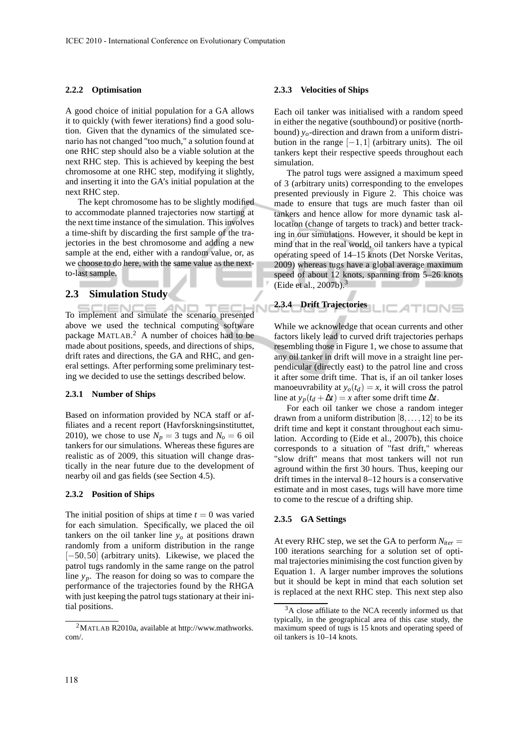#### 2.2.2 Optimisation

A good choice of initial population for a GA allows it to quickly (with fewer iterations) find a good solution. Given that the dynamics of the simulated scenario has not changed "too much," a solution found at one RHC step should also be a viable solution at the next RHC step. This is achieved by keeping the best chromosome at one RHC step, modifying it slightly, and inserting it into the GA's initial population at the next RHC step.

The kept chromosome has to be slightly modified to accommodate planned trajectories now starting at the next time instance of the simulation. This involves a time-shift by discarding the first sample of the trajectories in the best chromosome and adding a new sample at the end, either with a random value, or, as we choose to do here, with the same value as the next-to-last sample.

### 2.3 Simulation Study

To implement and simulate the scenario presented above we used the technical computing software package MATLAB.[2] A number of choices had to be made about positions, speeds, and directions of ships, drift rates and directions, the GA and RHC, and general settings. After performing some preliminary testing we decided to use the settings described below.

#### 2.3.1 Number of Ships

Based on information provided by NCA staff or affiliates and a recent report (Havforskningsinstituttet, 2010), we chose to use $N_p = 3$ tugs and $N_o = 6$ oil tankers for our simulations. Whereas these figures are realistic as of 2009, this situation will change drastically in the near future due to the development of nearby oil and gas fields (see Section 4.5).

#### 2.3.2 Position of Ships

The initial position of ships at time $t = 0$ was varied for each simulation. Specifically, we placed the oil tankers on the oil tanker line $y_o$ at positions drawn randomly from a uniform distribution in the range $[-50, 50]$ (arbitrary units). Likewise, we placed the patrol tugs randomly in the same range on the patrol line $y_p$. The reason for doing so was to compare the performance of the trajectories found by the RHGA with just keeping the patrol tugs stationary at their initial positions.

#### 2.3.3 Velocities of Ships

Each oil tanker was initialised with a random speed in either the negative (southbound) or positive (northbound) $y_o$-direction and drawn from a uniform distribution in the range $[-1, 1]$ (arbitrary units). The oil tankers kept their respective speeds throughout each simulation.

The patrol tugs were assigned a maximum speed of 3 (arbitrary units) corresponding to the envelopes presented previously in Figure 2. This choice was made to ensure that tugs are much faster than oil tankers and hence allow for more dynamic task allocation (change of targets to track) and better tracking in our simulations. However, it should be kept in mind that in the real world, oil tankers have a typical operating speed of 14–15 knots (Det Norske Veritas, 2009) whereas tugs have a global average maximum speed of about 12 knots, spanning from 5–26 knots (Eide et al., 2007b).[3]

#### 2.3.4 Drift Trajectories

While we acknowledge that ocean currents and other factors likely lead to curved drift trajectories perhaps resembling those in Figure 1, we chose to assume that any oil tanker in drift will move in a straight line perpendicular (directly east) to the patrol line and cross it after some drift time. That is, if an oil tanker loses manoeuvrability at $y_o(t_d) = x$, it will cross the patrol line at $y_p(t_d + \Delta t) = x$ after some drift time $\Delta t$.

For each oil tanker we chose a random integer drawn from a uniform distribution $[8, \ldots, 12]$ to be its drift time and kept it constant throughout each simulation. According to (Eide et al., 2007b), this choice corresponds to a situation of "fast drift," whereas "slow drift" means that most tankers will not run aground within the first 30 hours. Thus, keeping our drift times in the interval 8–12 hours is a conservative estimate and in most cases, tugs will have more time to come to the rescue of a drifting ship.

#### 2.3.5 GA Settings

At every RHC step, we set the GA to perform $N_{iter} = 100$ iterations searching for a solution set of optimal trajectories minimising the cost function given by Equation 1. A larger number improves the solutions but it should be kept in mind that each solution set is replaced at the next RHC step. This next step also

[2] MATLAB R2010a, available at http://www.mathworks.com/.

[3] A close affiliate to the NCA recently informed us that typically, in the geographical area of this case study, the maximum speed of tugs is 15 knots and operating speed of oil tankers is 10–14 knots.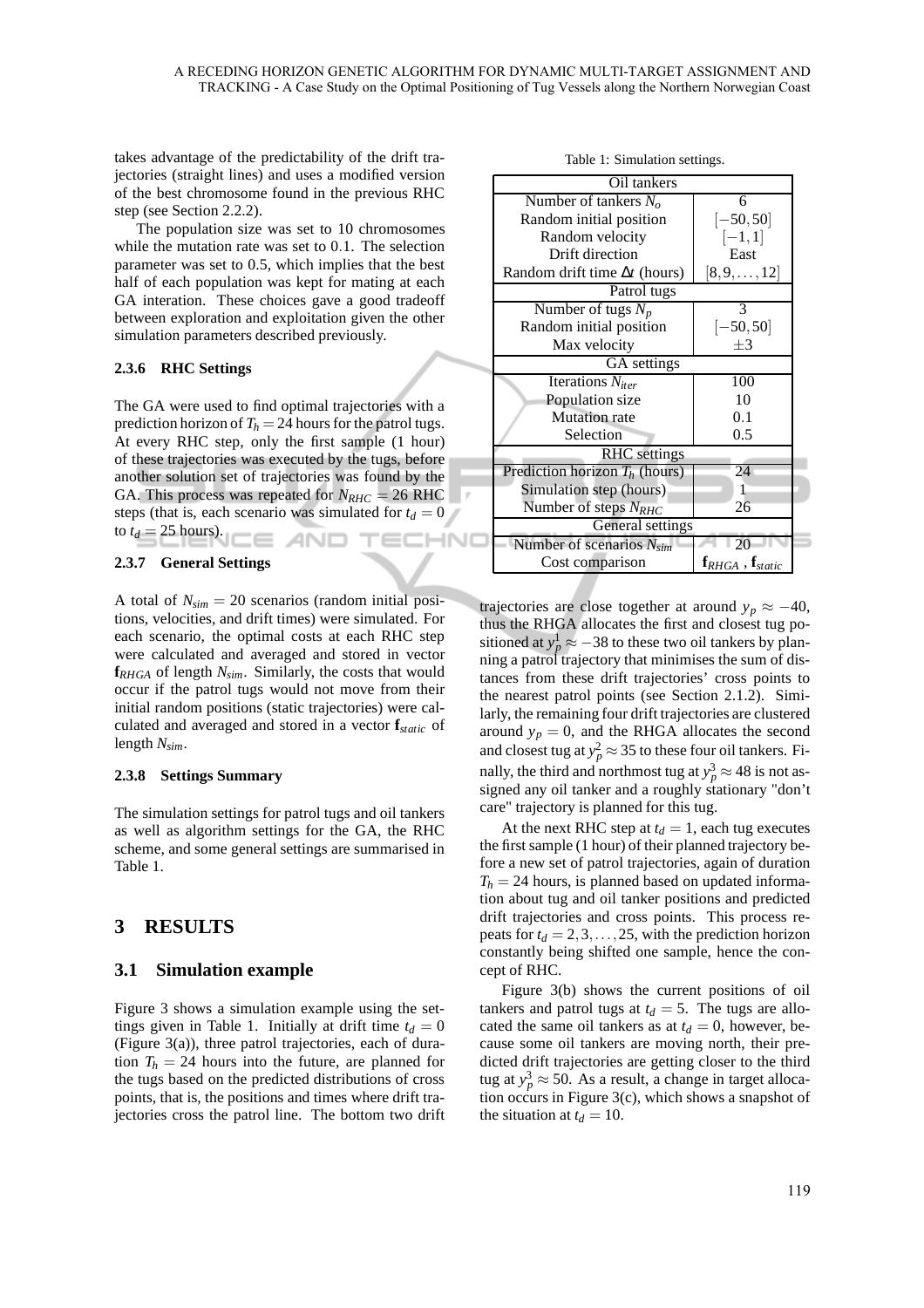takes advantage of the predictability of the drift trajectories (straight lines) and uses a modified version of the best chromosome found in the previous RHC step (see Section 2.2.2).

The population size was set to 10 chromosomes while the mutation rate was set to 0.1. The selection parameter was set to 0.5, which implies that the best half of each population was kept for mating at each GA interation. These choices gave a good tradeoff between exploration and exploitation given the other simulation parameters described previously.

#### 2.3.6 RHC Settings

The GA were used to find optimal trajectories with a prediction horizon of $T_h = 24$ hours for the patrol tugs. At every RHC step, only the first sample (1 hour) of these trajectories was executed by the tugs, before another solution set of trajectories was found by the GA. This process was repeated for $N_{RHC} = 26$ RHC steps (that is, each scenario was simulated for $t_d = 0$ to $t_d = 25$ hours).

#### 2.3.7 General Settings

A total of $N_{sim} = 20$ scenarios (random initial positions, velocities, and drift times) were simulated. For each scenario, the optimal costs at each RHC step were calculated and averaged and stored in vector $\mathbf{f}_{RHGA}$ of length $N_{sim}$. Similarly, the costs that would occur if the patrol tugs would not move from their initial random positions (static trajectories) were calculated and averaged and stored in a vector $\mathbf{f}_{static}$ of length $N_{sim}$.

#### 2.3.8 Settings Summary

The simulation settings for patrol tugs and oil tankers as well as algorithm settings for the GA, the RHC scheme, and some general settings are summarised in Table 1.

Table 1: Simulation settings.

| Oil tankers | |
|---|---|
| Number of tankers $N_o$ | 6 |
| Random initial position | $[-50, 50]$ |
| Random velocity | $[-1, 1]$ |
| Drift direction | East |
| Random drift time $\Delta t$ (hours) | $[8, 9, \ldots, 12]$ |
| **Patrol tugs** | |
| Number of tugs $N_p$ | 3 |
| Random initial position | $[-50, 50]$ |
| Max velocity | $\pm 3$ |
| **GA settings** | |
| Iterations $N_{iter}$ | 100 |
| Population size | 10 |
| Mutation rate | 0.1 |
| Selection | 0.5 |
| **RHC settings** | |
| Prediction horizon $T_h$ (hours) | 24 |
| Simulation step (hours) | 1 |
| Number of steps $N_{RHC}$ | 26 |
| **General settings** | |
| Number of scenarios $N_{sim}$ | 20 |
| Cost comparison | $\mathbf{f}_{RHGA}$ , $\mathbf{f}_{static}$ |

## 3 RESULTS

### 3.1 Simulation example

Figure 3 shows a simulation example using the settings given in Table 1. Initially at drift time $t_d = 0$ (Figure 3(a)), three patrol trajectories, each of duration $T_h = 24$ hours into the future, are planned for the tugs based on the predicted distributions of cross points, that is, the positions and times where drift trajectories cross the patrol line. The bottom two drift trajectories are close together at around $y_p \approx -40$, thus the RHGA allocates the first and closest tug positioned at $y_p^1 \approx -38$ to these two oil tankers by planning a patrol trajectory that minimises the sum of distances from these drift trajectories' cross points to the nearest patrol points (see Section 2.1.2). Similarly, the remaining four drift trajectories are clustered around $y_p = 0$, and the RHGA allocates the second and closest tug at $y_p^2 \approx 35$ to these four oil tankers. Finally, the third and northmost tug at $y_p^3 \approx 48$ is not assigned any oil tanker and a roughly stationary "don't care" trajectory is planned for this tug.

At the next RHC step at $t_d = 1$, each tug executes the first sample (1 hour) of their planned trajectory before a new set of patrol trajectories, again of duration $T_h = 24$ hours, is planned based on updated information about tug and oil tanker positions and predicted drift trajectories and cross points. This process repeats for $t_d = 2, 3, \ldots, 25$, with the prediction horizon constantly being shifted one sample, hence the concept of RHC.

Figure 3(b) shows the current positions of oil tankers and patrol tugs at $t_d = 5$. The tugs are allocated the same oil tankers as at $t_d = 0$, however, because some oil tankers are moving north, their predicted drift trajectories are getting closer to the third tug at $y_p^3 \approx 50$. As a result, a change in target allocation occurs in Figure 3(c), which shows a snapshot of the situation at $t_d = 10$.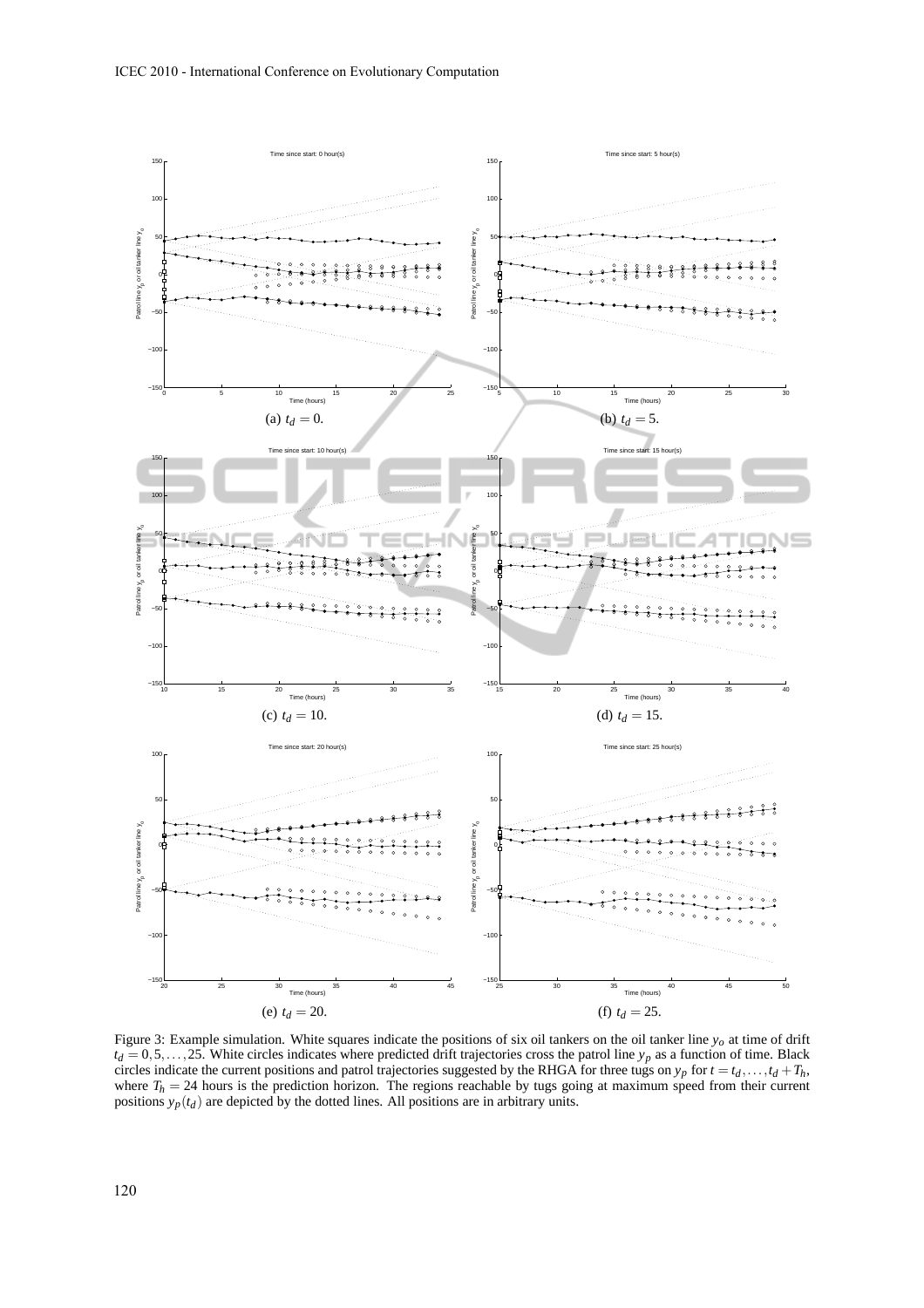(a) $t_d = 0$.

(b) $t_d = 5$.

(c) $t_d = 10$.

(d) $t_d = 15$.

(e) $t_d = 20$.

(f) $t_d = 25$.

Figure 3: Example simulation. White squares indicate the positions of six oil tankers on the oil tanker line $y_o$ at time of drift $t_d = 0, 5, \ldots, 25$. White circles indicates where predicted drift trajectories cross the patrol line $y_p$ as a function of time. Black circles indicate the current positions and patrol trajectories suggested by the RHGA for three tugs on $y_p$ for $t = t_d, \ldots, t_d + T_h$, where $T_h = 24$ hours is the prediction horizon. The regions reachable by tugs going at maximum speed from their current positions $y_p(t_d)$ are depicted by the dotted lines. All positions are in arbitrary units.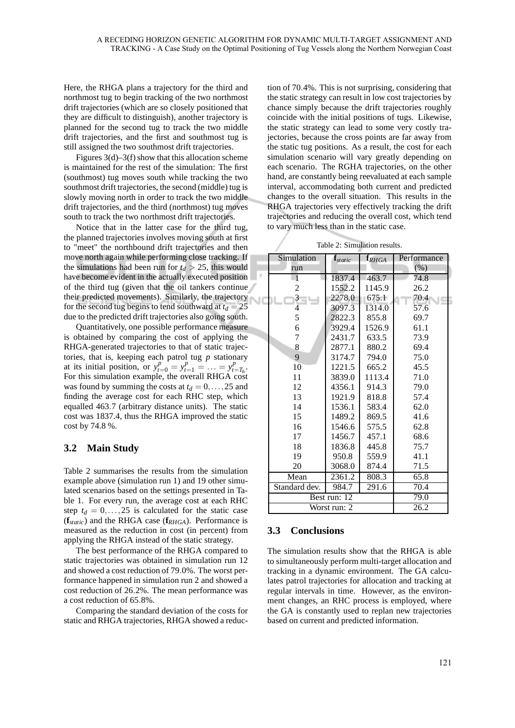Here, the RHGA plans a trajectory for the third and northmost tug to begin tracking of the two northmost drift trajectories (which are so closely positioned that they are difficult to distinguish), another trajectory is planned for the second tug to track the two middle drift trajectories, and the first and southmost tug is still assigned the two southmost drift trajectories.

Figures 3(d)–3(f) show that this allocation scheme is maintained for the rest of the simulation: The first (southmost) tug moves south while tracking the two southmost drift trajectories, the second (middle) tug is slowly moving north in order to track the two middle drift trajectories, and the third (northmost) tug moves south to track the two northmost drift trajectories.

Notice that in the latter case for the third tug, the planned trajectories involves moving south at first to "meet" the northbound drift trajectories and then move north again while performing close tracking. If the simulations had been run for $t_d > 25$, this would have become evident in the actually executed position of the third tug (given that the oil tankers continue their predicted movements). Similarly, the trajectory for the second tug begins to tend southward at $t_d = 25$ due to the predicted drift trajectories also going south.

Quantitatively, one possible performance measure is obtained by comparing the cost of applying the RHGA-generated trajectories to that of static trajectories, that is, keeping each patrol tug $p$ stationary at its initial position, or $y^p_{t=0} = y^p_{t=1} = \ldots = y^p_{t=T_h}$. For this simulation example, the overall RHGA cost was found by summing the costs at $t_d = 0,\ldots,25$ and finding the average cost for each RHC step, which equalled 463.7 (arbitrary distance units). The static cost was 1837.4, thus the RHGA improved the static cost by 74.8 %.

## 3.2 Main Study

Table 2 summarises the results from the simulation example above (simulation run 1) and 19 other simulated scenarios based on the settings presented in Table 1. For every run, the average cost at each RHC step $t_d = 0,\ldots,25$ is calculated for the static case ($\mathbf{f}_{static}$) and the RHGA case ($\mathbf{f}_{RHGA}$). Performance is measured as the reduction in cost (in percent) from applying the RHGA instead of the static strategy.

The best performance of the RHGA compared to static trajectories was obtained in simulation run 12 and showed a cost reduction of 79.0%. The worst performance happened in simulation run 2 and showed a cost reduction of 26.2%. The mean performance was a cost reduction of 65.8%.

Comparing the standard deviation of the costs for static and RHGA trajectories, RHGA showed a reduction of 70.4%. This is not surprising, considering that the static strategy can result in low cost trajectories by chance simply because the drift trajectories roughly coincide with the initial positions of tugs. Likewise, the static strategy can lead to some very costly trajectories, because the cross points are far away from the static tug positions. As a result, the cost for each simulation scenario will vary greatly depending on each scenario. The RGHA trajectories, on the other hand, are constantly being reevaluated at each sample interval, accommodating both current and predicted changes to the overall situation. This results in the RHGA trajectories very effectively tracking the drift trajectories and reducing the overall cost, which tend to vary much less than in the static case.

Table 2: Simulation results.

| Simulation run | $\mathbf{f}_{static}$ | $\mathbf{f}_{RHGA}$ | Performance (%) |
|---|---|---|---|
| 1 | 1837.4 | 463.7 | 74.8 |
| 2 | 1552.2 | 1145.9 | 26.2 |
| 3 | 2278.0 | 675.1 | 70.4 |
| 4 | 3097.3 | 1314.0 | 57.6 |
| 5 | 2822.3 | 855.8 | 69.7 |
| 6 | 3929.4 | 1526.9 | 61.1 |
| 7 | 2431.7 | 633.5 | 73.9 |
| 8 | 2877.1 | 880.2 | 69.4 |
| 9 | 3174.7 | 794.0 | 75.0 |
| 10 | 1221.5 | 665.2 | 45.5 |
| 11 | 3839.0 | 1113.4 | 71.0 |
| 12 | 4356.1 | 914.3 | 79.0 |
| 13 | 1921.9 | 818.8 | 57.4 |
| 14 | 1536.1 | 583.4 | 62.0 |
| 15 | 1489.2 | 869.5 | 41.6 |
| 16 | 1546.6 | 575.5 | 62.8 |
| 17 | 1456.7 | 457.1 | 68.6 |
| 18 | 1836.8 | 445.8 | 75.7 |
| 19 | 950.8 | 559.9 | 41.1 |
| 20 | 3068.0 | 874.4 | 71.5 |
| Mean | 2361.2 | 808.3 | 65.8 |
| Standard dev. | 984.7 | 291.6 | 70.4 |
| Best run: 12 | | | 79.0 |
| Worst run: 2 | | | 26.2 |

## 3.3 Conclusions

The simulation results show that the RHGA is able to simultaneously perform multi-target allocation and tracking in a dynamic environment. The GA calculates patrol trajectories for allocation and tracking at regular intervals in time. However, as the environment changes, an RHC process is employed, where the GA is constantly used to replan new trajectories based on current and predicted information.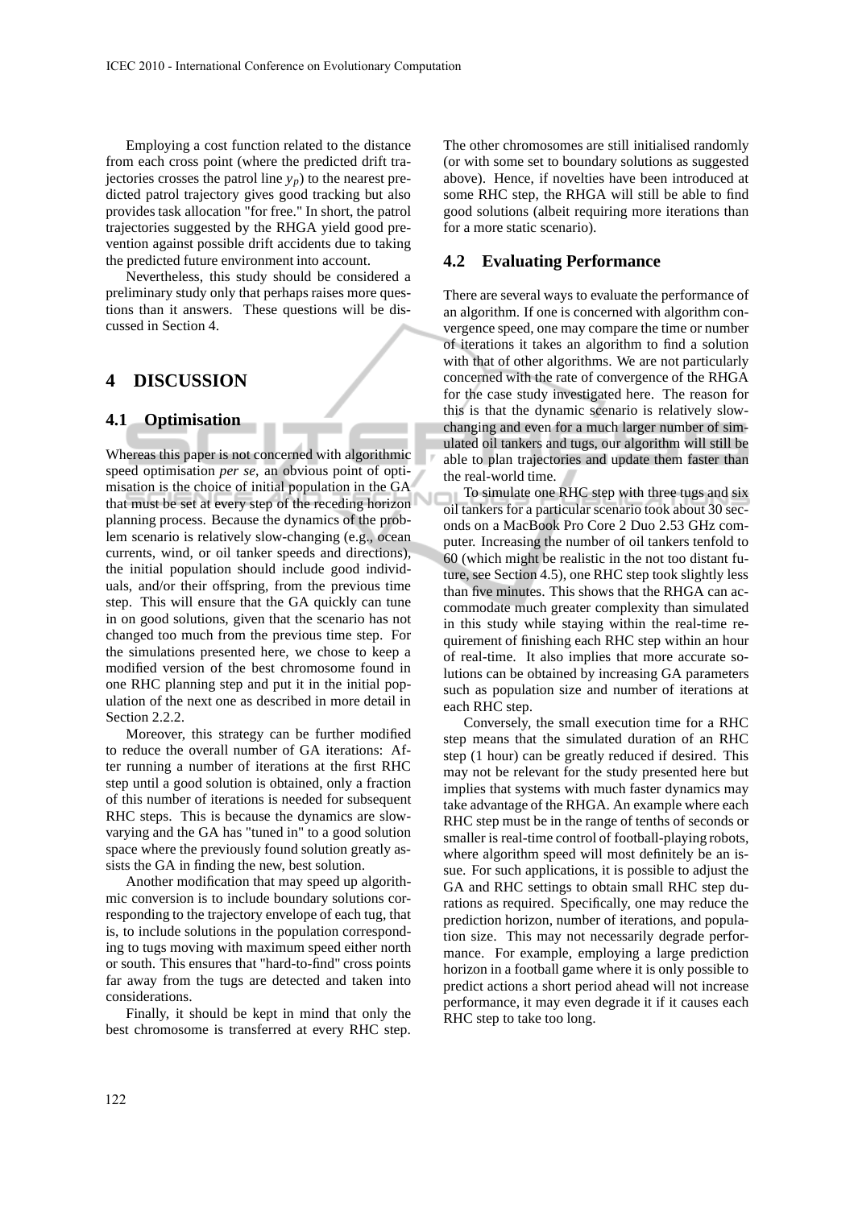Employing a cost function related to the distance from each cross point (where the predicted drift trajectories crosses the patrol line $y_p$) to the nearest predicted patrol trajectory gives good tracking but also provides task allocation "for free." In short, the patrol trajectories suggested by the RHGA yield good prevention against possible drift accidents due to taking the predicted future environment into account.

Nevertheless, this study should be considered a preliminary study only that perhaps raises more questions than it answers. These questions will be discussed in Section 4.

# 4 DISCUSSION

## 4.1 Optimisation

Whereas this paper is not concerned with algorithmic speed optimisation *per se*, an obvious point of optimisation is the choice of initial population in the GA that must be set at every step of the receding horizon planning process. Because the dynamics of the problem scenario is relatively slow-changing (e.g., ocean currents, wind, or oil tanker speeds and directions), the initial population should include good individuals, and/or their offspring, from the previous time step. This will ensure that the GA quickly can tune in on good solutions, given that the scenario has not changed too much from the previous time step. For the simulations presented here, we chose to keep a modified version of the best chromosome found in one RHC planning step and put it in the initial population of the next one as described in more detail in Section 2.2.2.

Moreover, this strategy can be further modified to reduce the overall number of GA iterations: After running a number of iterations at the first RHC step until a good solution is obtained, only a fraction of this number of iterations is needed for subsequent RHC steps. This is because the dynamics are slow-varying and the GA has "tuned in" to a good solution space where the previously found solution greatly assists the GA in finding the new, best solution.

Another modification that may speed up algorithmic conversion is to include boundary solutions corresponding to the trajectory envelope of each tug, that is, to include solutions in the population corresponding to tugs moving with maximum speed either north or south. This ensures that "hard-to-find" cross points far away from the tugs are detected and taken into considerations.

Finally, it should be kept in mind that only the best chromosome is transferred at every RHC step. The other chromosomes are still initialised randomly (or with some set to boundary solutions as suggested above). Hence, if novelties have been introduced at some RHC step, the RHGA will still be able to find good solutions (albeit requiring more iterations than for a more static scenario).

## 4.2 Evaluating Performance

There are several ways to evaluate the performance of an algorithm. If one is concerned with algorithm convergence speed, one may compare the time or number of iterations it takes an algorithm to find a solution with that of other algorithms. We are not particularly concerned with the rate of convergence of the RHGA for the case study investigated here. The reason for this is that the dynamic scenario is relatively slow-changing and even for a much larger number of simulated oil tankers and tugs, our algorithm will still be able to plan trajectories and update them faster than the real-world time.

To simulate one RHC step with three tugs and six oil tankers for a particular scenario took about 30 seconds on a MacBook Pro Core 2 Duo 2.53 GHz computer. Increasing the number of oil tankers tenfold to 60 (which might be realistic in the not too distant future, see Section 4.5), one RHC step took slightly less than five minutes. This shows that the RHGA can accommodate much greater complexity than simulated in this study while staying within the real-time requirement of finishing each RHC step within an hour of real-time. It also implies that more accurate solutions can be obtained by increasing GA parameters such as population size and number of iterations at each RHC step.

Conversely, the small execution time for a RHC step means that the simulated duration of an RHC step (1 hour) can be greatly reduced if desired. This may not be relevant for the study presented here but implies that systems with much faster dynamics may take advantage of the RHGA. An example where each RHC step must be in the range of tenths of seconds or smaller is real-time control of football-playing robots, where algorithm speed will most definitely be an issue. For such applications, it is possible to adjust the GA and RHC settings to obtain small RHC step durations as required. Specifically, one may reduce the prediction horizon, number of iterations, and population size. This may not necessarily degrade performance. For example, employing a large prediction horizon in a football game where it is only possible to predict actions a short period ahead will not increase performance, it may even degrade it if it causes each RHC step to take too long.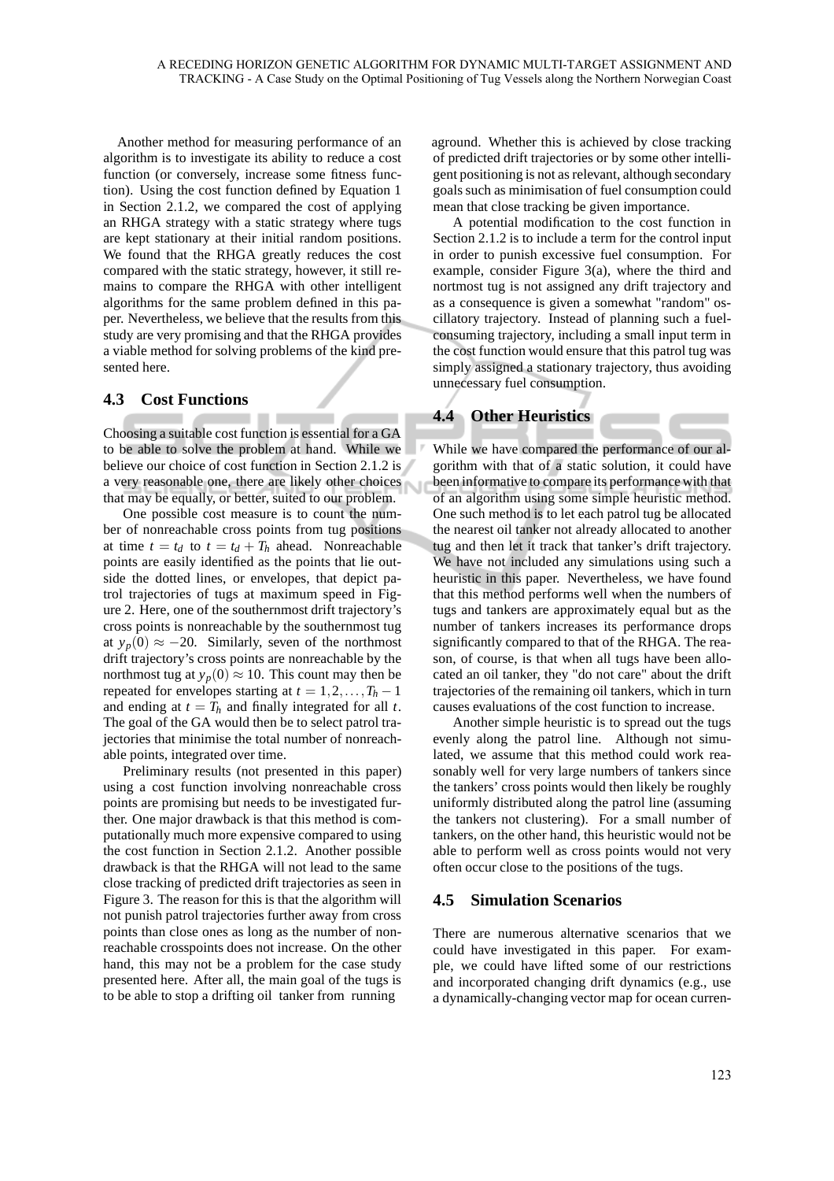Another method for measuring performance of an algorithm is to investigate its ability to reduce a cost function (or conversely, increase some fitness function). Using the cost function defined by Equation 1 in Section 2.1.2, we compared the cost of applying an RHGA strategy with a static strategy where tugs are kept stationary at their initial random positions. We found that the RHGA greatly reduces the cost compared with the static strategy, however, it still remains to compare the RHGA with other intelligent algorithms for the same problem defined in this paper. Nevertheless, we believe that the results from this study are very promising and that the RHGA provides a viable method for solving problems of the kind presented here.

### 4.3 Cost Functions

Choosing a suitable cost function is essential for a GA to be able to solve the problem at hand. While we believe our choice of cost function in Section 2.1.2 is a very reasonable one, there are likely other choices that may be equally, or better, suited to our problem.

One possible cost measure is to count the number of nonreachable cross points from tug positions at time $t = t_d$ to $t = t_d + T_h$ ahead. Nonreachable points are easily identified as the points that lie outside the dotted lines, or envelopes, that depict patrol trajectories of tugs at maximum speed in Figure 2. Here, one of the southernmost drift trajectory's cross points is nonreachable by the southernmost tug at $y_p(0) \approx -20$. Similarly, seven of the northmost drift trajectory's cross points are nonreachable by the northmost tug at $y_p(0) \approx 10$. This count may then be repeated for envelopes starting at $t = 1, 2, \ldots, T_h - 1$ and ending at $t = T_h$ and finally integrated for all $t$. The goal of the GA would then be to select patrol trajectories that minimise the total number of nonreachable points, integrated over time.

Preliminary results (not presented in this paper) using a cost function involving nonreachable cross points are promising but needs to be investigated further. One major drawback is that this method is computationally much more expensive compared to using the cost function in Section 2.1.2. Another possible drawback is that the RHGA will not lead to the same close tracking of predicted drift trajectories as seen in Figure 3. The reason for this is that the algorithm will not punish patrol trajectories further away from cross points than close ones as long as the number of nonreachable crosspoints does not increase. On the other hand, this may not be a problem for the case study presented here. After all, the main goal of the tugs is to be able to stop a drifting oil tanker from running aground. Whether this is achieved by close tracking of predicted drift trajectories or by some other intelligent positioning is not as relevant, although secondary goals such as minimisation of fuel consumption could mean that close tracking be given importance.

A potential modification to the cost function in Section 2.1.2 is to include a term for the control input in order to punish excessive fuel consumption. For example, consider Figure 3(a), where the third and nortmost tug is not assigned any drift trajectory and as a consequence is given a somewhat "random" oscillatory trajectory. Instead of planning such a fuel-consuming trajectory, including a small input term in the cost function would ensure that this patrol tug was simply assigned a stationary trajectory, thus avoiding unnecessary fuel consumption.

### 4.4 Other Heuristics

While we have compared the performance of our algorithm with that of a static solution, it could have been informative to compare its performance with that of an algorithm using some simple heuristic method. One such method is to let each patrol tug be allocated the nearest oil tanker not already allocated to another tug and then let it track that tanker's drift trajectory. We have not included any simulations using such a heuristic in this paper. Nevertheless, we have found that this method performs well when the numbers of tugs and tankers are approximately equal but as the number of tankers increases its performance drops significantly compared to that of the RHGA. The reason, of course, is that when all tugs have been allocated an oil tanker, they "do not care" about the drift trajectories of the remaining oil tankers, which in turn causes evaluations of the cost function to increase.

Another simple heuristic is to spread out the tugs evenly along the patrol line. Although not simulated, we assume that this method could work reasonably well for very large numbers of tankers since the tankers' cross points would then likely be roughly uniformly distributed along the patrol line (assuming the tankers not clustering). For a small number of tankers, on the other hand, this heuristic would not be able to perform well as cross points would not very often occur close to the positions of the tugs.

### 4.5 Simulation Scenarios

There are numerous alternative scenarios that we could have investigated in this paper. For example, we could have lifted some of our restrictions and incorporated changing drift dynamics (e.g., use a dynamically-changing vector map for ocean curren-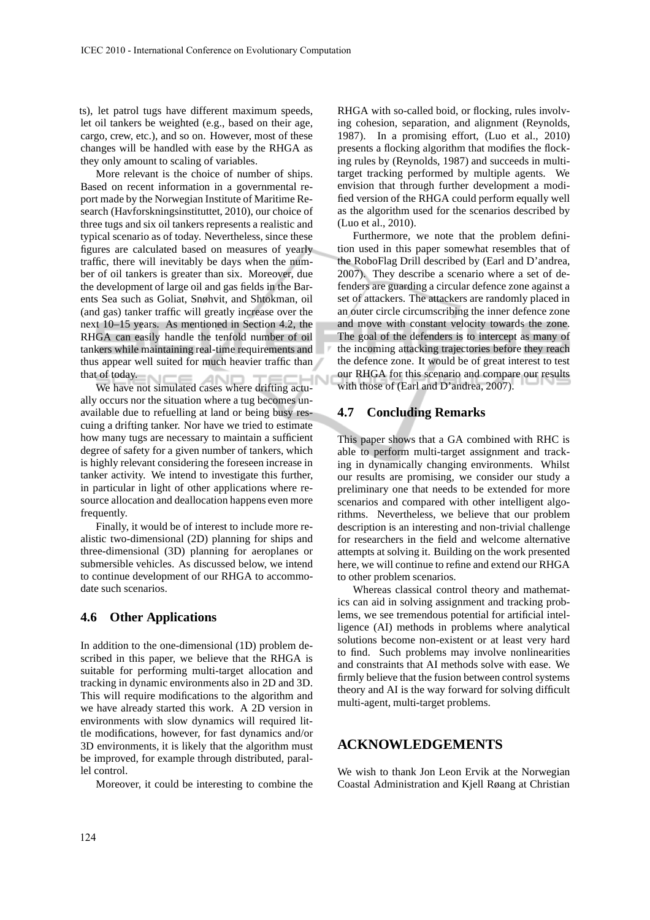ts), let patrol tugs have different maximum speeds, let oil tankers be weighted (e.g., based on their age, cargo, crew, etc.), and so on. However, most of these changes will be handled with ease by the RHGA as they only amount to scaling of variables.

More relevant is the choice of number of ships. Based on recent information in a governmental report made by the Norwegian Institute of Maritime Research (Havforskningsinstituttet, 2010), our choice of three tugs and six oil tankers represents a realistic and typical scenario as of today. Nevertheless, since these figures are calculated based on measures of yearly traffic, there will inevitably be days when the number of oil tankers is greater than six. Moreover, due the development of large oil and gas fields in the Barents Sea such as Goliat, Snøhvit, and Shtokman, oil (and gas) tanker traffic will greatly increase over the next 10–15 years. As mentioned in Section 4.2, the RHGA can easily handle the tenfold number of oil tankers while maintaining real-time requirements and thus appear well suited for much heavier traffic than that of today.

We have not simulated cases where drifting actually occurs nor the situation where a tug becomes unavailable due to refuelling at land or being busy rescuing a drifting tanker. Nor have we tried to estimate how many tugs are necessary to maintain a sufficient degree of safety for a given number of tankers, which is highly relevant considering the foreseen increase in tanker activity. We intend to investigate this further, in particular in light of other applications where resource allocation and deallocation happens even more frequently.

Finally, it would be of interest to include more realistic two-dimensional (2D) planning for ships and three-dimensional (3D) planning for aeroplanes or submersible vehicles. As discussed below, we intend to continue development of our RHGA to accommodate such scenarios.

### 4.6 Other Applications

In addition to the one-dimensional (1D) problem described in this paper, we believe that the RHGA is suitable for performing multi-target allocation and tracking in dynamic environments also in 2D and 3D. This will require modifications to the algorithm and we have already started this work. A 2D version in environments with slow dynamics will required little modifications, however, for fast dynamics and/or 3D environments, it is likely that the algorithm must be improved, for example through distributed, parallel control.

Moreover, it could be interesting to combine the RHGA with so-called boid, or flocking, rules involving cohesion, separation, and alignment (Reynolds, 1987). In a promising effort, (Luo et al., 2010) presents a flocking algorithm that modifies the flocking rules by (Reynolds, 1987) and succeeds in multi-target tracking performed by multiple agents. We envision that through further development a modified version of the RHGA could perform equally well as the algorithm used for the scenarios described by (Luo et al., 2010).

Furthermore, we note that the problem definition used in this paper somewhat resembles that of the RoboFlag Drill described by (Earl and D'andrea, 2007). They describe a scenario where a set of defenders are guarding a circular defence zone against a set of attackers. The attackers are randomly placed in an outer circle circumscribing the inner defence zone and move with constant velocity towards the zone. The goal of the defenders is to intercept as many of the incoming attacking trajectories before they reach the defence zone. It would be of great interest to test our RHGA for this scenario and compare our results with those of (Earl and D'andrea, 2007).

### 4.7 Concluding Remarks

This paper shows that a GA combined with RHC is able to perform multi-target assignment and tracking in dynamically changing environments. Whilst our results are promising, we consider our study a preliminary one that needs to be extended for more scenarios and compared with other intelligent algorithms. Nevertheless, we believe that our problem description is an interesting and non-trivial challenge for researchers in the field and welcome alternative attempts at solving it. Building on the work presented here, we will continue to refine and extend our RHGA to other problem scenarios.

Whereas classical control theory and mathematics can aid in solving assignment and tracking problems, we see tremendous potential for artificial intelligence (AI) methods in problems where analytical solutions become non-existent or at least very hard to find. Such problems may involve nonlinearities and constraints that AI methods solve with ease. We firmly believe that the fusion between control systems theory and AI is the way forward for solving difficult multi-agent, multi-target problems.

## ACKNOWLEDGEMENTS

We wish to thank Jon Leon Ervik at the Norwegian Coastal Administration and Kjell Røang at Christian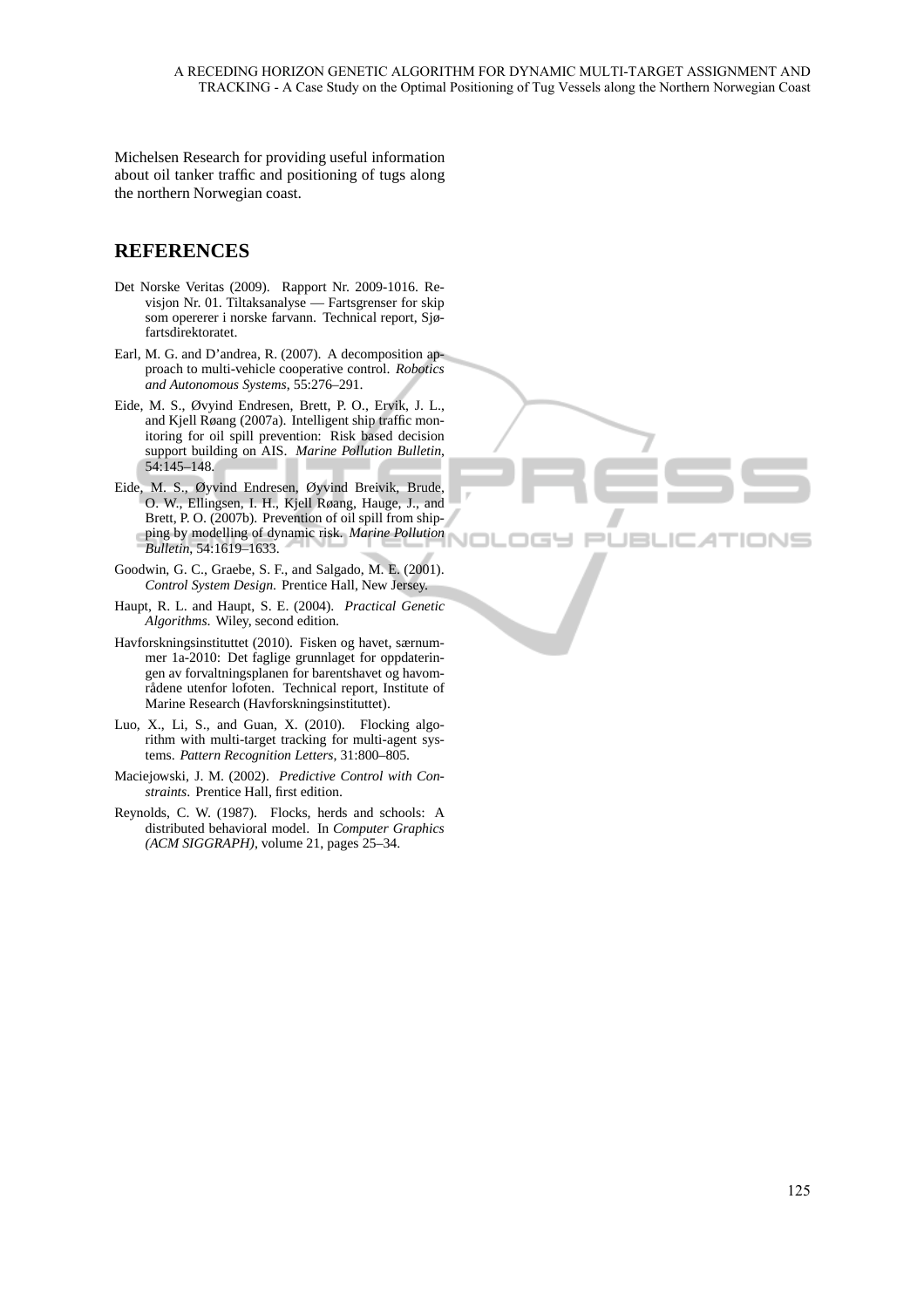Michelsen Research for providing useful information about oil tanker traffic and positioning of tugs along the northern Norwegian coast.

## REFERENCES

Det Norske Veritas (2009). Rapport Nr. 2009-1016. Revisjon Nr. 01. Tiltaksanalyse — Fartsgrenser for skip som opererer i norske farvann. Technical report, Sjøfartsdirektoratet.

Earl, M. G. and D'andrea, R. (2007). A decomposition approach to multi-vehicle cooperative control. *Robotics and Autonomous Systems*, 55:276–291.

Eide, M. S., Øvyind Endresen, Brett, P. O., Ervik, J. L., and Kjell Røang (2007a). Intelligent ship traffic monitoring for oil spill prevention: Risk based decision support building on AIS. *Marine Pollution Bulletin*, 54:145–148.

Eide, M. S., Øyvind Endresen, Øyvind Breivik, Brude, O. W., Ellingsen, I. H., Kjell Røang, Hauge, J., and Brett, P. O. (2007b). Prevention of oil spill from shipping by modelling of dynamic risk. *Marine Pollution Bulletin*, 54:1619–1633.

Goodwin, G. C., Graebe, S. F., and Salgado, M. E. (2001). *Control System Design*. Prentice Hall, New Jersey.

Haupt, R. L. and Haupt, S. E. (2004). *Practical Genetic Algorithms*. Wiley, second edition.

Havforskningsinstituttet (2010). Fisken og havet, særnummer 1a-2010: Det faglige grunnlaget for oppdateringen av forvaltningsplanen for barentshavet og havområdene utenfor lofoten. Technical report, Institute of Marine Research (Havforskningsinstituttet).

Luo, X., Li, S., and Guan, X. (2010). Flocking algorithm with multi-target tracking for multi-agent systems. *Pattern Recognition Letters*, 31:800–805.

Maciejowski, J. M. (2002). *Predictive Control with Constraints*. Prentice Hall, first edition.

Reynolds, C. W. (1987). Flocks, herds and schools: A distributed behavioral model. In *Computer Graphics (ACM SIGGRAPH)*, volume 21, pages 25–34.